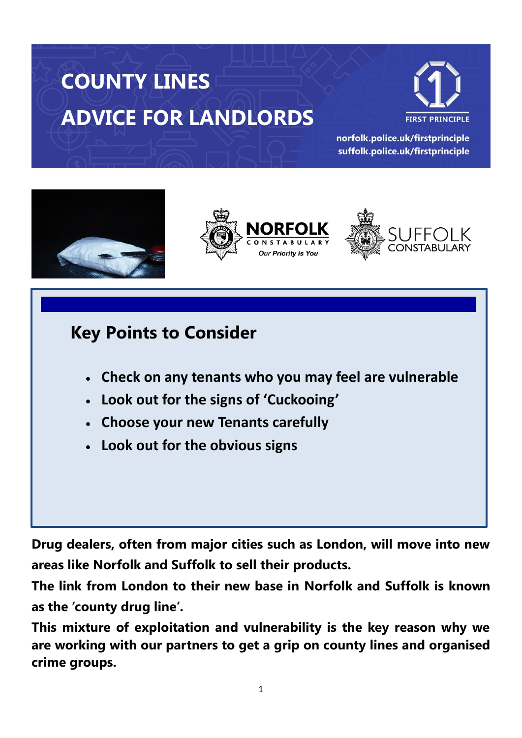# COUNTY LINES

# ADVICE FOR LANDLORDS

FIRST PRINCIPLE

norfolk.police.uk/firstprinciple
suffolk.police.uk/firstprinciple

NORFOLK CONSTABULARY *Our Priority is You*

SUFFOLK CONSTABULARY

## Key Points to Consider

- **Check on any tenants who you may feel are vulnerable**
- **Look out for the signs of 'Cuckooing'**
- **Choose your new Tenants carefully**
- **Look out for the obvious signs**

**Drug dealers, often from major cities such as London, will move into new areas like Norfolk and Suffolk to sell their products.**

**The link from London to their new base in Norfolk and Suffolk is known as the 'county drug line'.**

**This mixture of exploitation and vulnerability is the key reason why we are working with our partners to get a grip on county lines and organised crime groups.**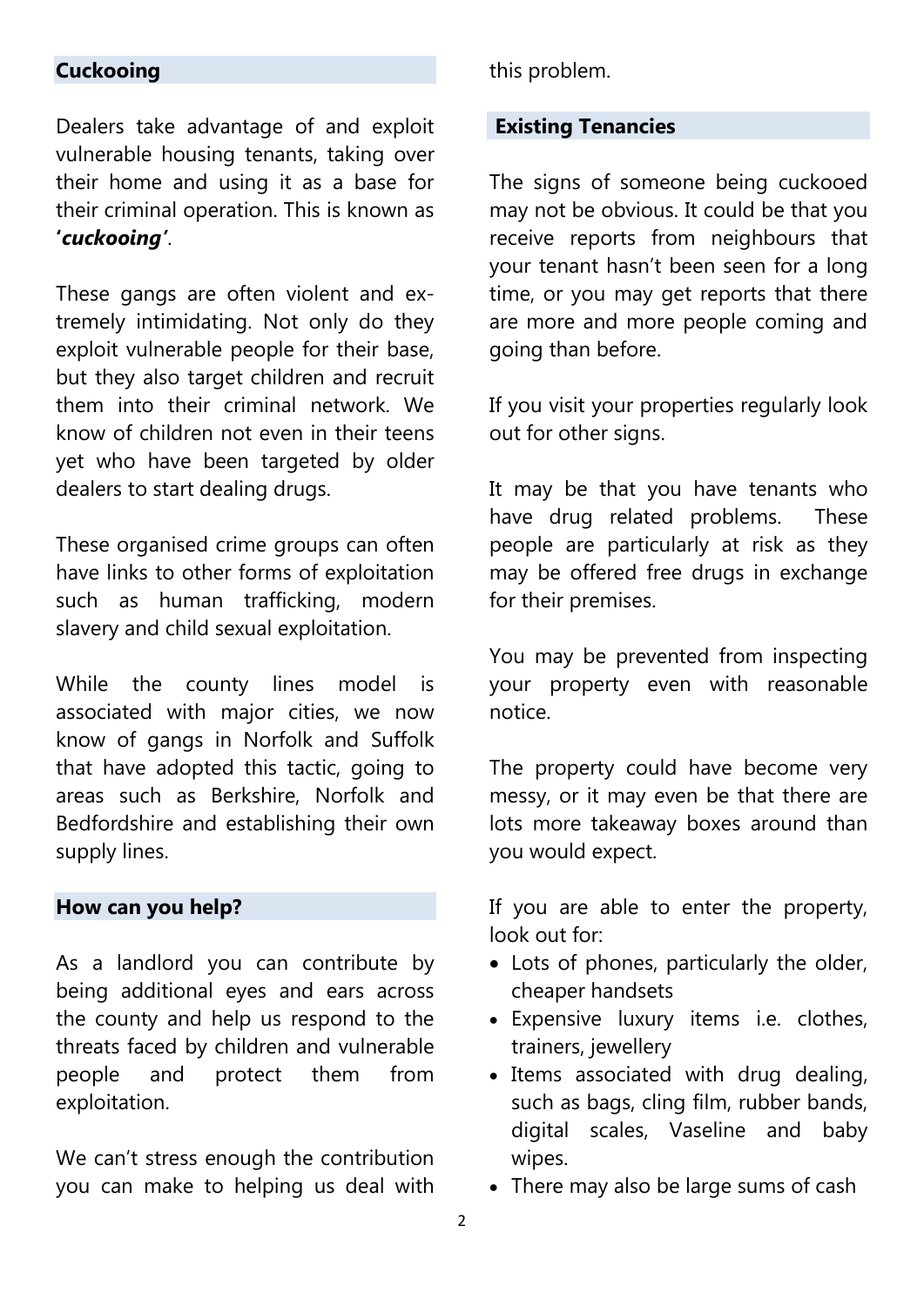## Cuckooing

Dealers take advantage of and exploit vulnerable housing tenants, taking over their home and using it as a base for their criminal operation. This is known as ***'cuckooing'***.

These gangs are often violent and extremely intimidating. Not only do they exploit vulnerable people for their base, but they also target children and recruit them into their criminal network. We know of children not even in their teens yet who have been targeted by older dealers to start dealing drugs.

These organised crime groups can often have links to other forms of exploitation such as human trafficking, modern slavery and child sexual exploitation.

While the county lines model is associated with major cities, we now know of gangs in Norfolk and Suffolk that have adopted this tactic, going to areas such as Berkshire, Norfolk and Bedfordshire and establishing their own supply lines.

## How can you help?

As a landlord you can contribute by being additional eyes and ears across the county and help us respond to the threats faced by children and vulnerable people and protect them from exploitation.

We can't stress enough the contribution you can make to helping us deal with this problem.

## Existing Tenancies

The signs of someone being cuckooed may not be obvious. It could be that you receive reports from neighbours that your tenant hasn't been seen for a long time, or you may get reports that there are more and more people coming and going than before.

If you visit your properties regularly look out for other signs.

It may be that you have tenants who have drug related problems. These people are particularly at risk as they may be offered free drugs in exchange for their premises.

You may be prevented from inspecting your property even with reasonable notice.

The property could have become very messy, or it may even be that there are lots more takeaway boxes around than you would expect.

If you are able to enter the property, look out for:

- Lots of phones, particularly the older, cheaper handsets
- Expensive luxury items i.e. clothes, trainers, jewellery
- Items associated with drug dealing, such as bags, cling film, rubber bands, digital scales, Vaseline and baby wipes.
- There may also be large sums of cash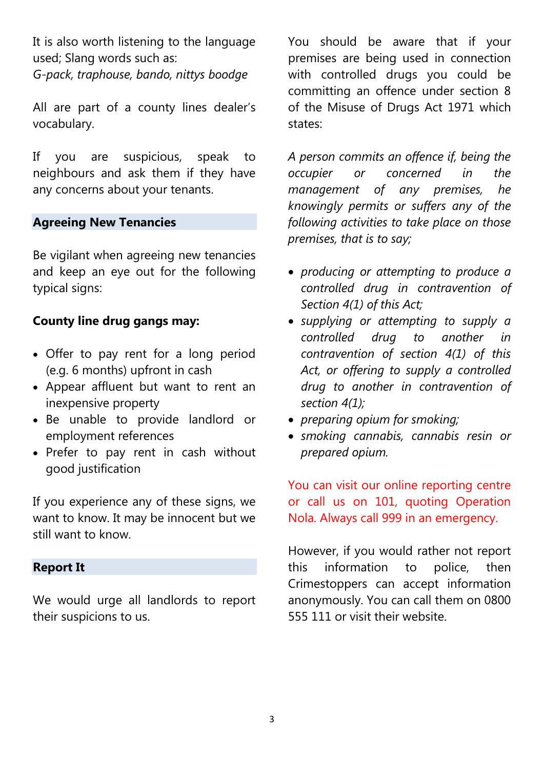It is also worth listening to the language used; Slang words such as:
*G-pack, traphouse, bando, nittys boodge*

All are part of a county lines dealer's vocabulary.

If you are suspicious, speak to neighbours and ask them if they have any concerns about your tenants.

## Agreeing New Tenancies

Be vigilant when agreeing new tenancies and keep an eye out for the following typical signs:

**County line drug gangs may:**

- Offer to pay rent for a long period (e.g. 6 months) upfront in cash
- Appear affluent but want to rent an inexpensive property
- Be unable to provide landlord or employment references
- Prefer to pay rent in cash without good justification

If you experience any of these signs, we want to know. It may be innocent but we still want to know.

## Report It

We would urge all landlords to report their suspicions to us.

You should be aware that if your premises are being used in connection with controlled drugs you could be committing an offence under section 8 of the Misuse of Drugs Act 1971 which states:

*A person commits an offence if, being the occupier or concerned in the management of any premises, he knowingly permits or suffers any of the following activities to take place on those premises, that is to say;*

- *producing or attempting to produce a controlled drug in contravention of Section 4(1) of this Act;*
- *supplying or attempting to supply a controlled drug to another in contravention of section 4(1) of this Act, or offering to supply a controlled drug to another in contravention of section 4(1);*
- *preparing opium for smoking;*
- *smoking cannabis, cannabis resin or prepared opium.*

You can visit our online reporting centre or call us on 101, quoting Operation Nola. Always call 999 in an emergency.

However, if you would rather not report this information to police, then Crimestoppers can accept information anonymously. You can call them on 0800 555 111 or visit their website.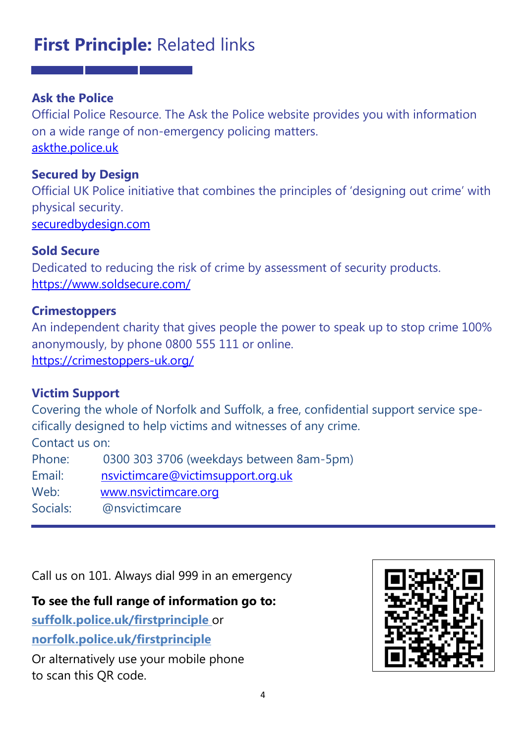# **First Principle:** Related links

### Ask the Police

Official Police Resource. The Ask the Police website provides you with information on a wide range of non-emergency policing matters.
askthe.police.uk

### Secured by Design

Official UK Police initiative that combines the principles of 'designing out crime' with physical security.
securedbydesign.com

### Sold Secure

Dedicated to reducing the risk of crime by assessment of security products.
https://www.soldsecure.com/

### Crimestoppers

An independent charity that gives people the power to speak up to stop crime 100% anonymously, by phone 0800 555 111 or online.
https://crimestoppers-uk.org/

### Victim Support

Covering the whole of Norfolk and Suffolk, a free, confidential support service specifically designed to help victims and witnesses of any crime.

Contact us on:

| | |
|---|---|
| Phone: | 0300 303 3706 (weekdays between 8am-5pm) |
| Email: | nsvictimcare@victimsupport.org.uk |
| Web: | www.nsvictimcare.org |
| Socials: | @nsvictimcare |

---

Call us on 101. Always dial 999 in an emergency

**To see the full range of information go to:**

**suffolk.police.uk/firstprinciple** or

**norfolk.police.uk/firstprinciple**

Or alternatively use your mobile phone to scan this QR code.